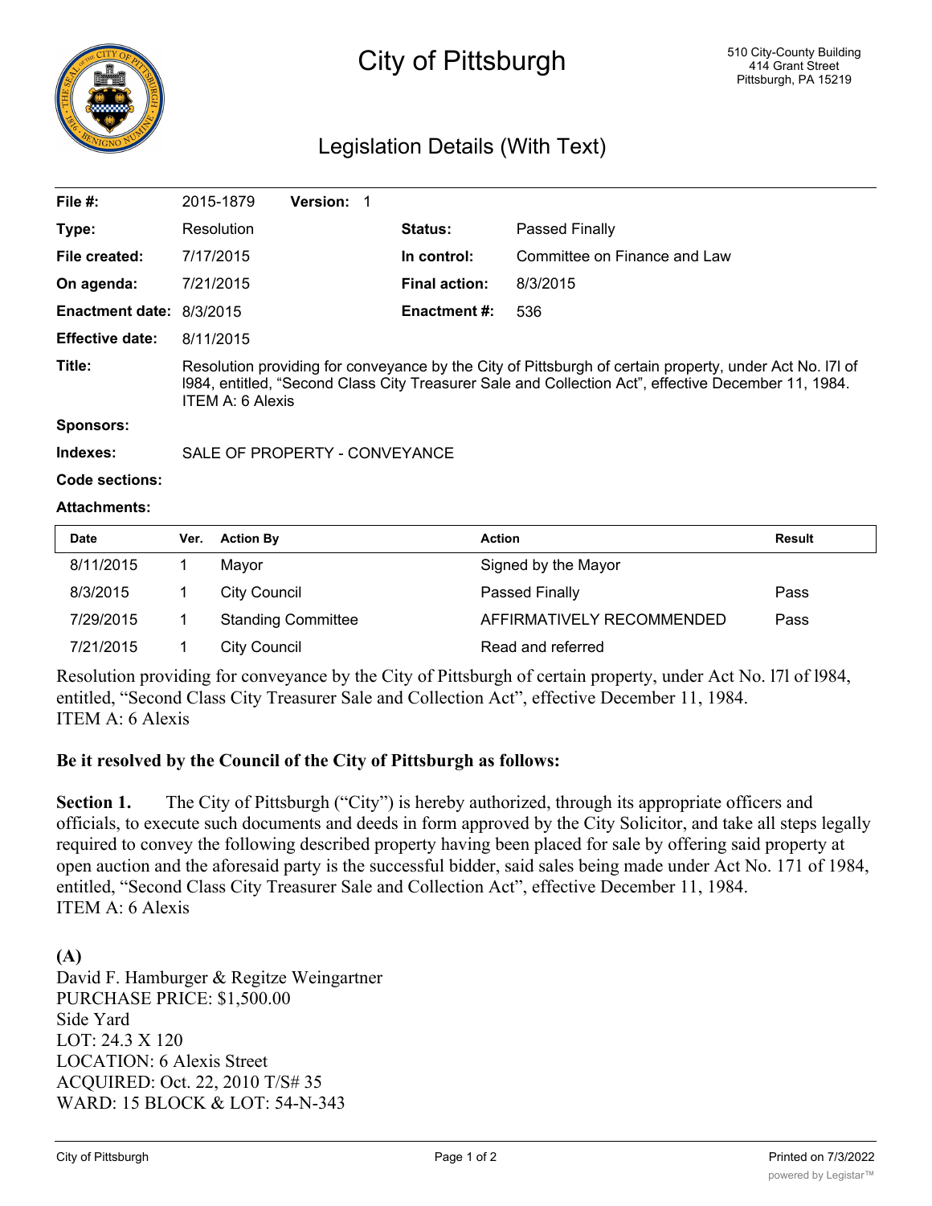# City of Pittsburgh

510 City-County Building
414 Grant Street
Pittsburgh, PA 15219

## Legislation Details (With Text)

| | | | |
|---|---|---|---|
| **File #:** | 2015-1879 **Version:** 1 | | |
| **Type:** | Resolution | **Status:** | Passed Finally |
| **File created:** | 7/17/2015 | **In control:** | Committee on Finance and Law |
| **On agenda:** | 7/21/2015 | **Final action:** | 8/3/2015 |
| **Enactment date:** | 8/3/2015 | **Enactment #:** | 536 |
| **Effective date:** | 8/11/2015 | | |

**Title:** Resolution providing for conveyance by the City of Pittsburgh of certain property, under Act No. l7l of l984, entitled, "Second Class City Treasurer Sale and Collection Act", effective December 11, 1984. ITEM A: 6 Alexis

**Sponsors:**

**Indexes:** SALE OF PROPERTY - CONVEYANCE

**Code sections:**

**Attachments:**

| Date | Ver. | Action By | Action | Result |
|---|---|---|---|---|
| 8/11/2015 | 1 | Mayor | Signed by the Mayor | |
| 8/3/2015 | 1 | City Council | Passed Finally | Pass |
| 7/29/2015 | 1 | Standing Committee | AFFIRMATIVELY RECOMMENDED | Pass |
| 7/21/2015 | 1 | City Council | Read and referred | |

Resolution providing for conveyance by the City of Pittsburgh of certain property, under Act No. l7l of l984, entitled, "Second Class City Treasurer Sale and Collection Act", effective December 11, 1984.
ITEM A: 6 Alexis

**Be it resolved by the Council of the City of Pittsburgh as follows:**

**Section 1.** The City of Pittsburgh ("City") is hereby authorized, through its appropriate officers and officials, to execute such documents and deeds in form approved by the City Solicitor, and take all steps legally required to convey the following described property having been placed for sale by offering said property at open auction and the aforesaid party is the successful bidder, said sales being made under Act No. 171 of 1984, entitled, "Second Class City Treasurer Sale and Collection Act", effective December 11, 1984.
ITEM A: 6 Alexis

**(A)**
David F. Hamburger & Regitze Weingartner
PURCHASE PRICE: $1,500.00
Side Yard
LOT: 24.3 X 120
LOCATION: 6 Alexis Street
ACQUIRED: Oct. 22, 2010 T/S# 35
WARD: 15 BLOCK & LOT: 54-N-343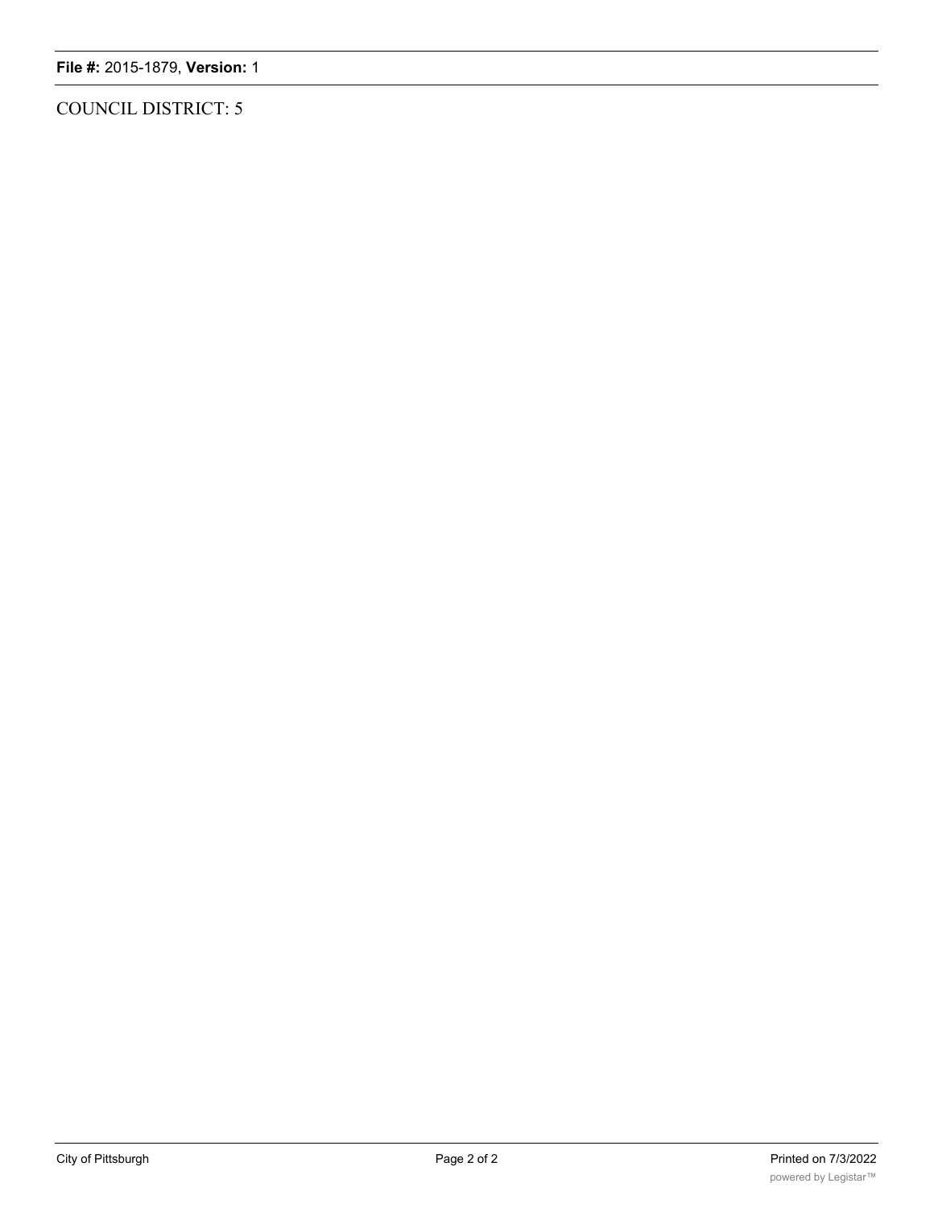COUNCIL DISTRICT: 5